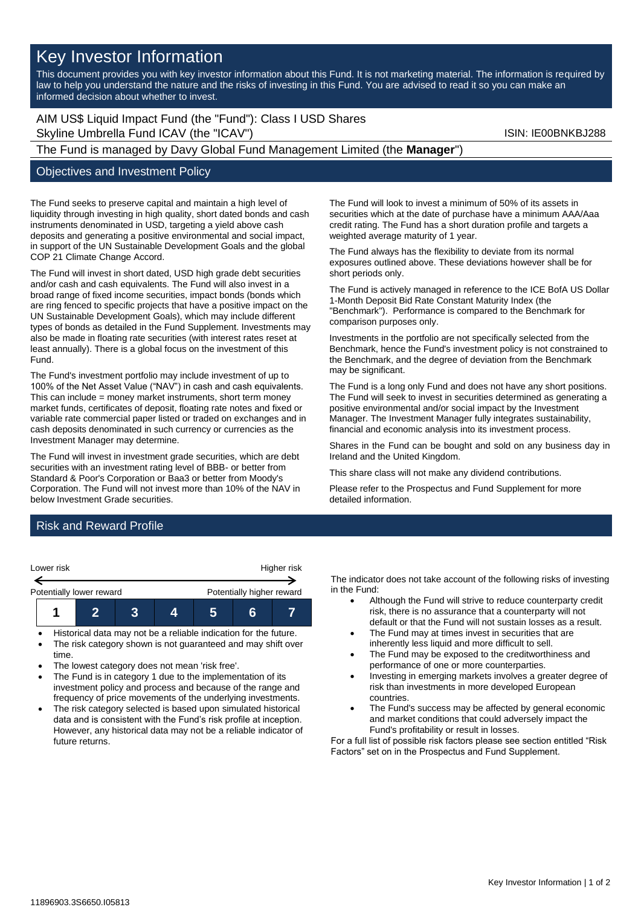# Key Investor Information

This document provides you with key investor information about this Fund. It is not marketing material. The information is required by law to help you understand the nature and the risks of investing in this Fund. You are advised to read it so you can make an informed decision about whether to invest.

AIM US$ Liquid Impact Fund (the "Fund"): Class I USD Shares
Skyline Umbrella Fund ICAV (the "ICAV") ISIN: IE00BNKBJ288

The Fund is managed by Davy Global Fund Management Limited (the **Manager**")

## Objectives and Investment Policy

The Fund seeks to preserve capital and maintain a high level of liquidity through investing in high quality, short dated bonds and cash instruments denominated in USD, targeting a yield above cash deposits and generating a positive environmental and social impact, in support of the UN Sustainable Development Goals and the global COP 21 Climate Change Accord.

The Fund will invest in short dated, USD high grade debt securities and/or cash and cash equivalents. The Fund will also invest in a broad range of fixed income securities, impact bonds (bonds which are ring fenced to specific projects that have a positive impact on the UN Sustainable Development Goals), which may include different types of bonds as detailed in the Fund Supplement. Investments may also be made in floating rate securities (with interest rates reset at least annually). There is a global focus on the investment of this Fund.

The Fund's investment portfolio may include investment of up to 100% of the Net Asset Value ("NAV") in cash and cash equivalents. This can include = money market instruments, short term money market funds, certificates of deposit, floating rate notes and fixed or variable rate commercial paper listed or traded on exchanges and in cash deposits denominated in such currency or currencies as the Investment Manager may determine.

The Fund will invest in investment grade securities, which are debt securities with an investment rating level of BBB- or better from Standard & Poor's Corporation or Baa3 or better from Moody's Corporation. The Fund will not invest more than 10% of the NAV in below Investment Grade securities.

The Fund will look to invest a minimum of 50% of its assets in securities which at the date of purchase have a minimum AAA/Aaa credit rating. The Fund has a short duration profile and targets a weighted average maturity of 1 year.

The Fund always has the flexibility to deviate from its normal exposures outlined above. These deviations however shall be for short periods only.

The Fund is actively managed in reference to the ICE BofA US Dollar 1-Month Deposit Bid Rate Constant Maturity Index (the "Benchmark"). Performance is compared to the Benchmark for comparison purposes only.

Investments in the portfolio are not specifically selected from the Benchmark, hence the Fund's investment policy is not constrained to the Benchmark, and the degree of deviation from the Benchmark may be significant.

The Fund is a long only Fund and does not have any short positions. The Fund will seek to invest in securities determined as generating a positive environmental and/or social impact by the Investment Manager. The Investment Manager fully integrates sustainability, financial and economic analysis into its investment process.

Shares in the Fund can be bought and sold on any business day in Ireland and the United Kingdom.

This share class will not make any dividend contributions.

Please refer to the Prospectus and Fund Supplement for more detailed information.

## Risk and Reward Profile

| Lower risk | | | | | | Higher risk |
|---|---|---|---|---|---|---|
| Potentially lower reward | | | | | | Potentially higher reward |
| **1** | 2 | 3 | 4 | 5 | 6 | 7 |

- Historical data may not be a reliable indication for the future.
- The risk category shown is not guaranteed and may shift over time.
- The lowest category does not mean 'risk free'.
- The Fund is in category 1 due to the implementation of its investment policy and process and because of the range and frequency of price movements of the underlying investments.
- The risk category selected is based upon simulated historical data and is consistent with the Fund's risk profile at inception. However, any historical data may not be a reliable indicator of future returns.

The indicator does not take account of the following risks of investing in the Fund:

- Although the Fund will strive to reduce counterparty credit risk, there is no assurance that a counterparty will not default or that the Fund will not sustain losses as a result.
- The Fund may at times invest in securities that are inherently less liquid and more difficult to sell.
- The Fund may be exposed to the creditworthiness and performance of one or more counterparties.
- Investing in emerging markets involves a greater degree of risk than investments in more developed European countries.
- The Fund's success may be affected by general economic and market conditions that could adversely impact the Fund's profitability or result in losses.

For a full list of possible risk factors please see section entitled "Risk Factors" set on in the Prospectus and Fund Supplement.

11896903.3S6650.I05813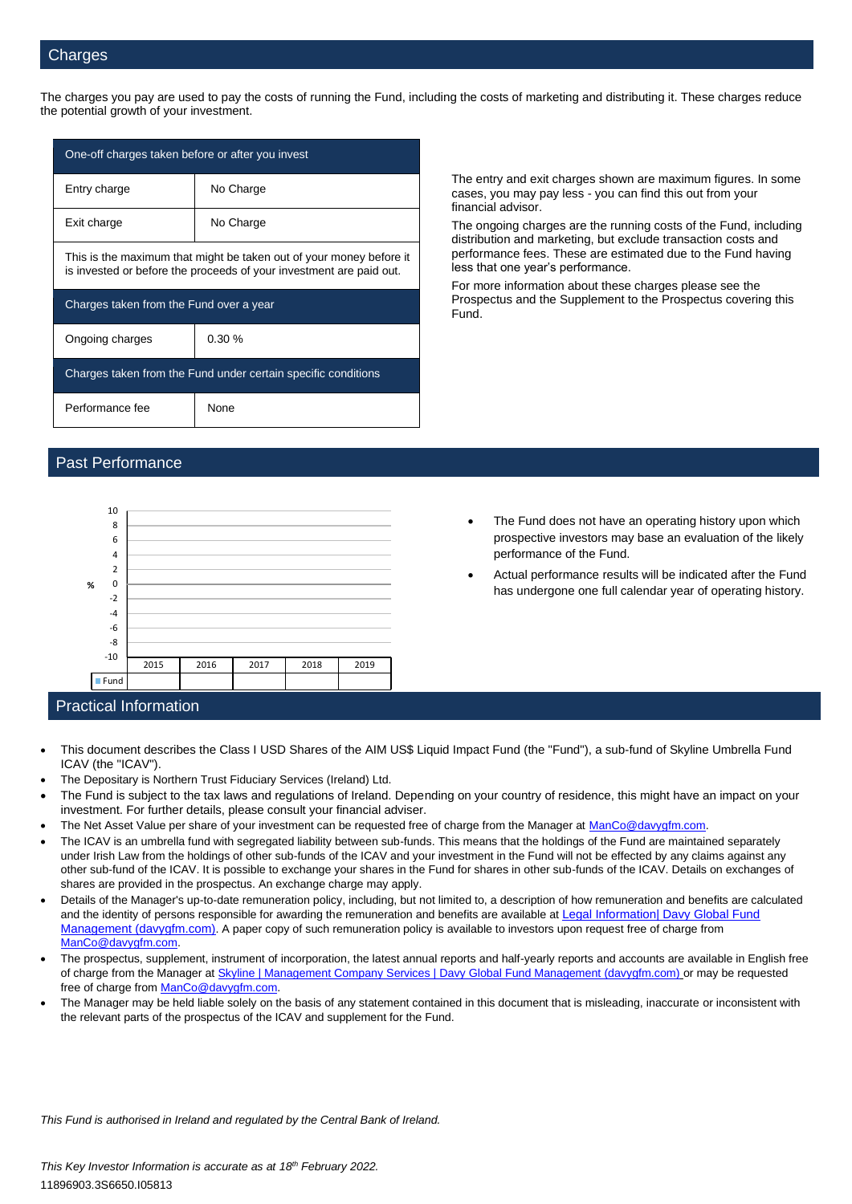## Charges

The charges you pay are used to pay the costs of running the Fund, including the costs of marketing and distributing it. These charges reduce the potential growth of your investment.

| One-off charges taken before or after you invest | |
|---|---|
| Entry charge | No Charge |
| Exit charge | No Charge |
| This is the maximum that might be taken out of your money before it is invested or before the proceeds of your investment are paid out. | |
| **Charges taken from the Fund over a year** | |
| Ongoing charges | 0.30 % |
| **Charges taken from the Fund under certain specific conditions** | |
| Performance fee | None |

The entry and exit charges shown are maximum figures. In some cases, you may pay less - you can find this out from your financial advisor.

The ongoing charges are the running costs of the Fund, including distribution and marketing, but exclude transaction costs and performance fees. These are estimated due to the Fund having less that one year's performance.

For more information about these charges please see the Prospectus and the Supplement to the Prospectus covering this Fund.

## Past Performance

%

10
8
6
4
2
0
-2
-4
-6
-8
-10

2015 2016 2017 2018 2019

Fund

- The Fund does not have an operating history upon which prospective investors may base an evaluation of the likely performance of the Fund.
- Actual performance results will be indicated after the Fund has undergone one full calendar year of operating history.

## Practical Information

- This document describes the Class I USD Shares of the AIM US$ Liquid Impact Fund (the "Fund"), a sub-fund of Skyline Umbrella Fund ICAV (the "ICAV").
- The Depositary is Northern Trust Fiduciary Services (Ireland) Ltd.
- The Fund is subject to the tax laws and regulations of Ireland. Depending on your country of residence, this might have an impact on your investment. For further details, please consult your financial adviser.
- The Net Asset Value per share of your investment can be requested free of charge from the Manager at ManCo@davygfm.com.
- The ICAV is an umbrella fund with segregated liability between sub-funds. This means that the holdings of the Fund are maintained separately under Irish Law from the holdings of other sub-funds of the ICAV and your investment in the Fund will not be effected by any claims against any other sub-fund of the ICAV. It is possible to exchange your shares in the Fund for shares in other sub-funds of the ICAV. Details on exchanges of shares are provided in the prospectus. An exchange charge may apply.
- Details of the Manager's up-to-date remuneration policy, including, but not limited to, a description of how remuneration and benefits are calculated and the identity of persons responsible for awarding the remuneration and benefits are available at Legal Information| Davy Global Fund Management (davygfm.com). A paper copy of such remuneration policy is available to investors upon request free of charge from ManCo@davygfm.com.
- The prospectus, supplement, instrument of incorporation, the latest annual reports and half-yearly reports and accounts are available in English free of charge from the Manager at Skyline | Management Company Services | Davy Global Fund Management (davygfm.com) or may be requested free of charge from ManCo@davygfm.com.
- The Manager may be held liable solely on the basis of any statement contained in this document that is misleading, inaccurate or inconsistent with the relevant parts of the prospectus of the ICAV and supplement for the Fund.

*This Fund is authorised in Ireland and regulated by the Central Bank of Ireland.*

*This Key Investor Information is accurate as at 18th February 2022.*

11896903.3S6650.I05813